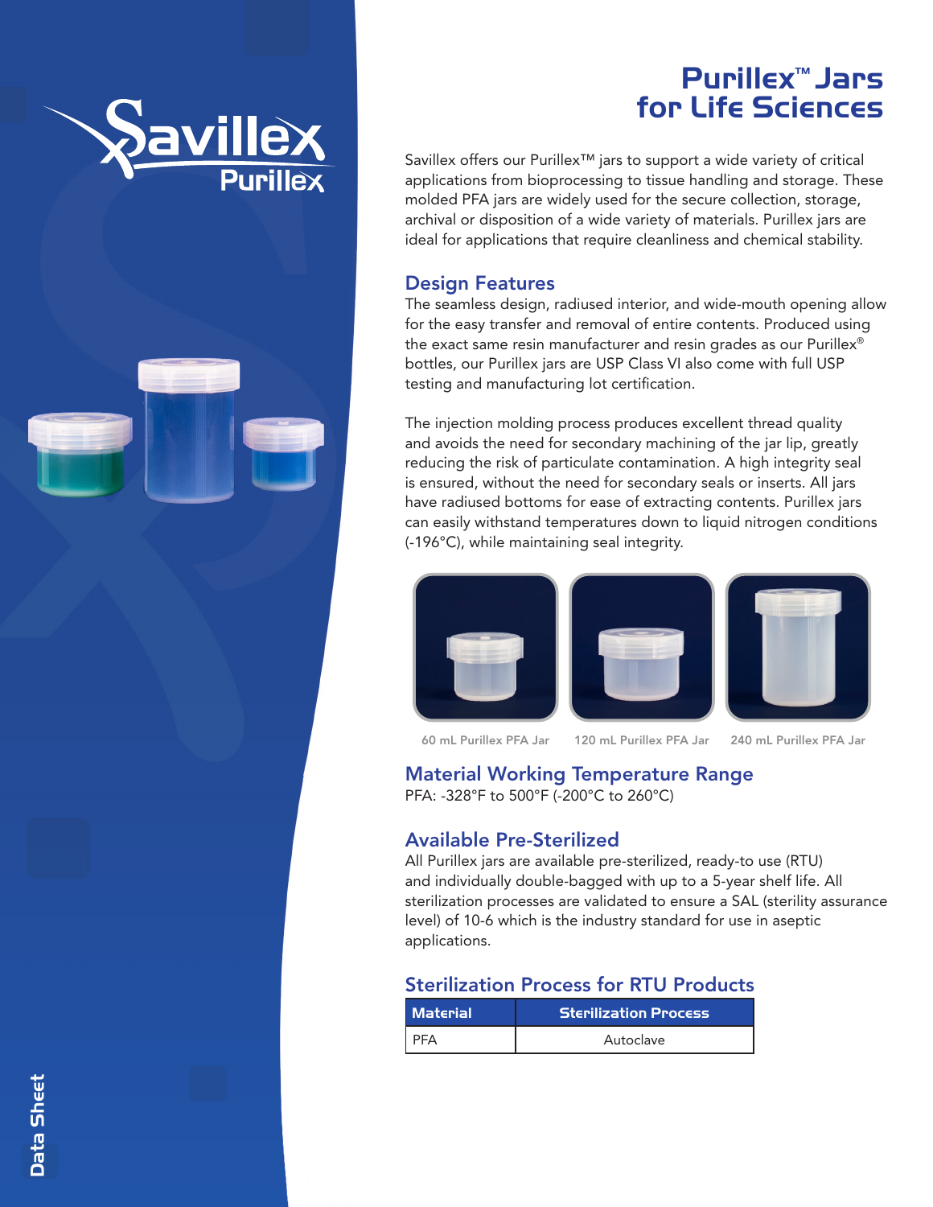# Purillex™ Jars for Life Sciences

Savillex offers our Purillex™ jars to support a wide variety of critical applications from bioprocessing to tissue handling and storage. These molded PFA jars are widely used for the secure collection, storage, archival or disposition of a wide variety of materials. Purillex jars are ideal for applications that require cleanliness and chemical stability.

## Design Features

The seamless design, radiused interior, and wide-mouth opening allow for the easy transfer and removal of entire contents. Produced using the exact same resin manufacturer and resin grades as our Purillex® bottles, our Purillex jars are USP Class VI also come with full USP testing and manufacturing lot certification.

The injection molding process produces excellent thread quality and avoids the need for secondary machining of the jar lip, greatly reducing the risk of particulate contamination. A high integrity seal is ensured, without the need for secondary seals or inserts. All jars have radiused bottoms for ease of extracting contents. Purillex jars can easily withstand temperatures down to liquid nitrogen conditions (-196°C), while maintaining seal integrity.

60 mL Purillex PFA Jar

120 mL Purillex PFA Jar

240 mL Purillex PFA Jar

## Material Working Temperature Range

PFA: -328°F to 500°F (-200°C to 260°C)

## Available Pre-Sterilized

All Purillex jars are available pre-sterilized, ready-to use (RTU) and individually double-bagged with up to a 5-year shelf life. All sterilization processes are validated to ensure a SAL (sterility assurance level) of 10-6 which is the industry standard for use in aseptic applications.

## Sterilization Process for RTU Products

| Material | Sterilization Process |
|---|---|
| PFA | Autoclave |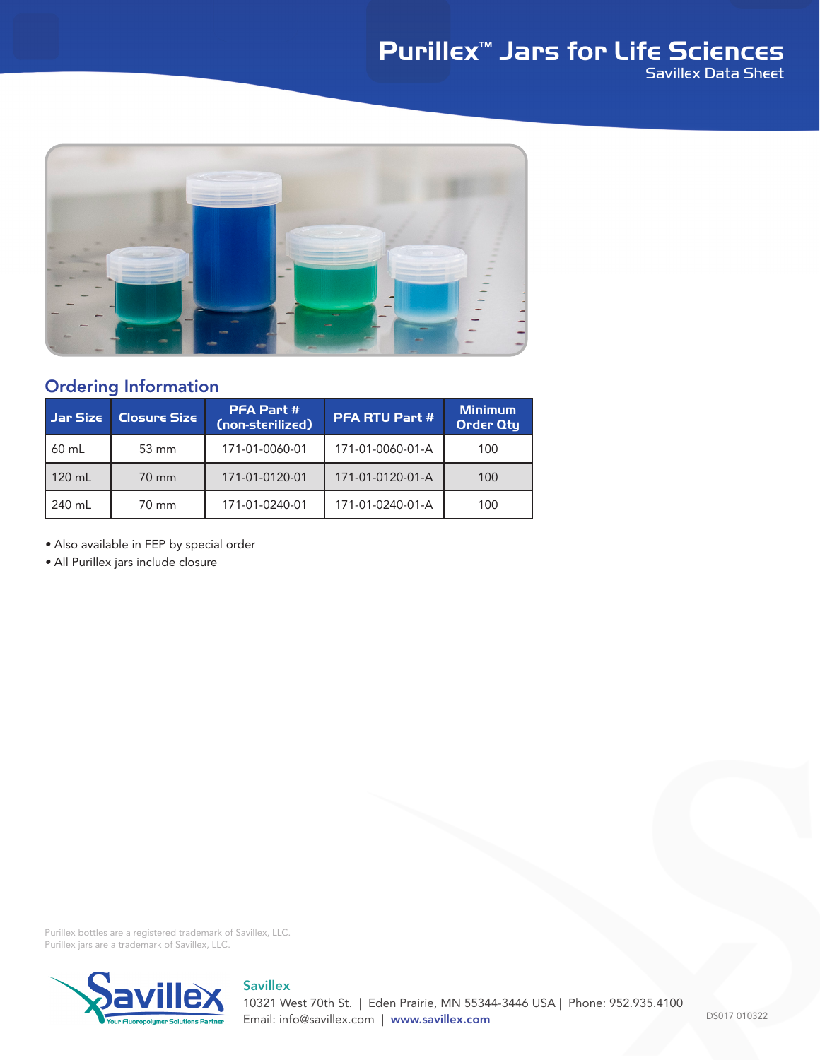# Purillex™ Jars for Life Sciences

Savillex Data Sheet

## Ordering Information

| Jar Size | Closure Size | PFA Part # (non-sterilized) | PFA RTU Part # | Minimum Order Qty |
|---|---|---|---|---|
| 60 mL | 53 mm | 171-01-0060-01 | 171-01-0060-01-A | 100 |
| 120 mL | 70 mm | 171-01-0120-01 | 171-01-0120-01-A | 100 |
| 240 mL | 70 mm | 171-01-0240-01 | 171-01-0240-01-A | 100 |

- Also available in FEP by special order
- All Purillex jars include closure

Purillex bottles are a registered trademark of Savillex, LLC.
Purillex jars are a trademark of Savillex, LLC.

Savillex
Your Fluoropolymer Solutions Partner

**Savillex**
10321 West 70th St. | Eden Prairie, MN 55344-3446 USA | Phone: 952.935.4100
Email: info@savillex.com | **www.savillex.com**

DS017 010322